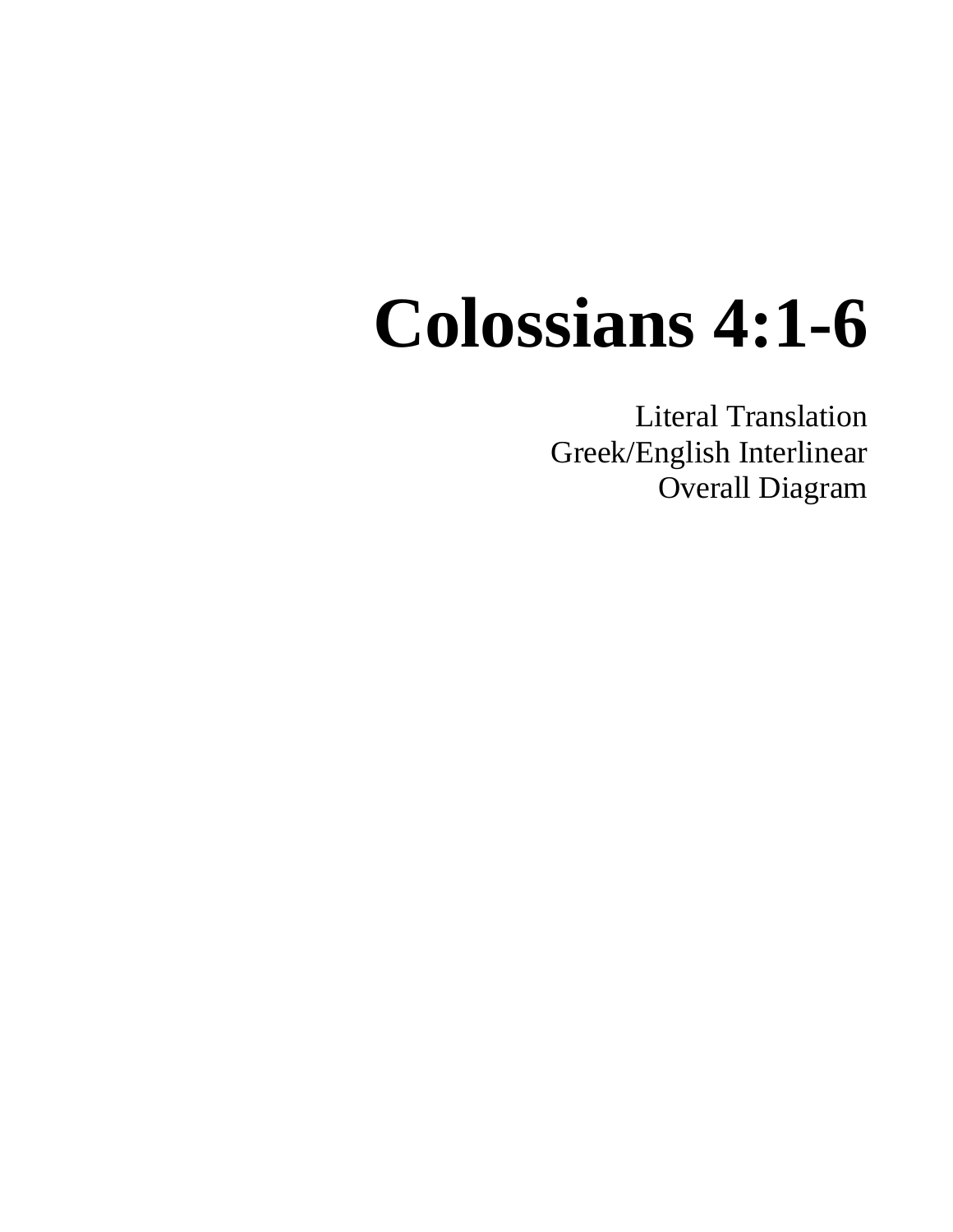# Colossians 4:1-6

Literal Translation
Greek/English Interlinear
Overall Diagram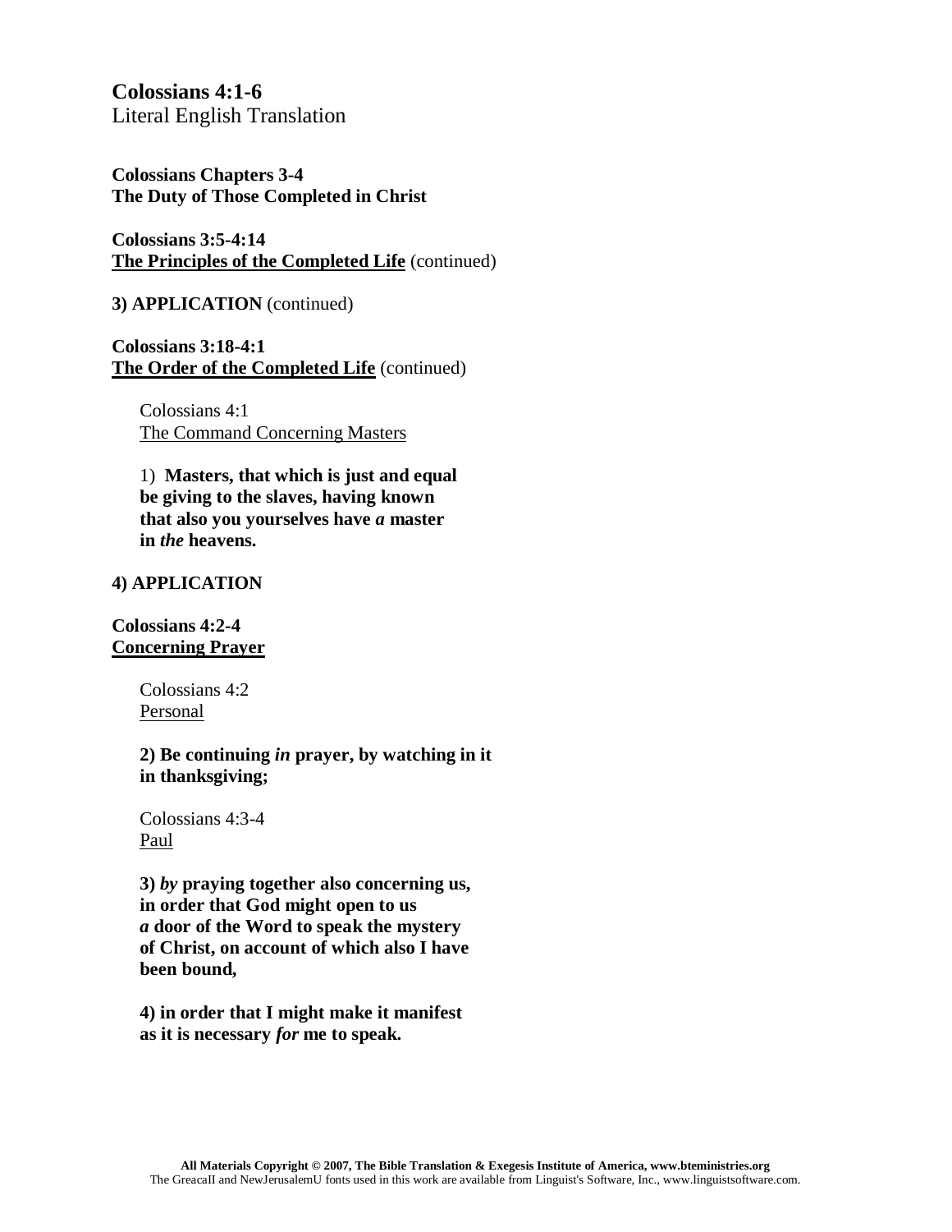**Colossians 4:1-6**
Literal English Translation

**Colossians Chapters 3-4**
**The Duty of Those Completed in Christ**

**Colossians 3:5-4:14**
**<u>The Principles of the Completed Life</u>** (continued)

**3) APPLICATION** (continued)

**Colossians 3:18-4:1**
**<u>The Order of the Completed Life</u>** (continued)

Colossians 4:1
<u>The Command Concerning Masters</u>

1) **Masters, that which is just and equal be giving to the slaves, having known that also you yourselves have *a* master in *the* heavens.**

**4) APPLICATION**

**Colossians 4:2-4**
**<u>Concerning Prayer</u>**

Colossians 4:2
<u>Personal</u>

**2) Be continuing *in* prayer, by watching in it in thanksgiving;**

Colossians 4:3-4
<u>Paul</u>

**3) *by* praying together also concerning us, in order that God might open to us *a* door of the Word to speak the mystery of Christ, on account of which also I have been bound,**

**4) in order that I might make it manifest as it is necessary *for* me to speak.**

**All Materials Copyright © 2007, The Bible Translation & Exegesis Institute of America, www.bteministries.org**
The GreacaII and NewJerusalemU fonts used in this work are available from Linguist's Software, Inc., www.linguistsoftware.com.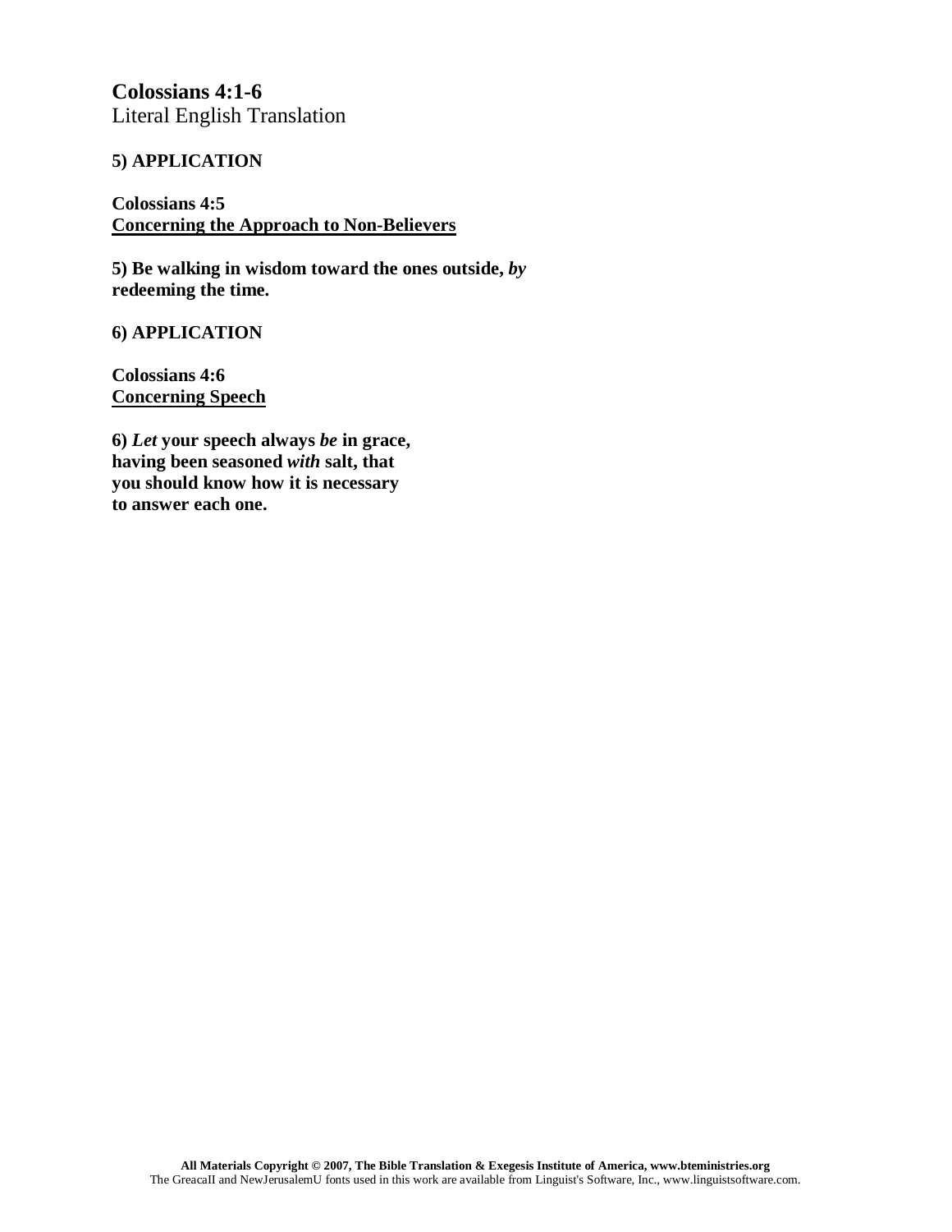**Colossians 4:1-6**
Literal English Translation

**5) APPLICATION**

**Colossians 4:5**
**<u>Concerning the Approach to Non-Believers</u>**

**5) Be walking in wisdom toward the ones outside, *by* redeeming the time.**

**6) APPLICATION**

**Colossians 4:6**
**<u>Concerning Speech</u>**

**6) *Let* your speech always *be* in grace, having been seasoned *with* salt, that you should know how it is necessary to answer each one.**

**All Materials Copyright © 2007, The Bible Translation & Exegesis Institute of America, www.bteministries.org**
The GreacaII and NewJerusalemU fonts used in this work are available from Linguist's Software, Inc., www.linguistsoftware.com.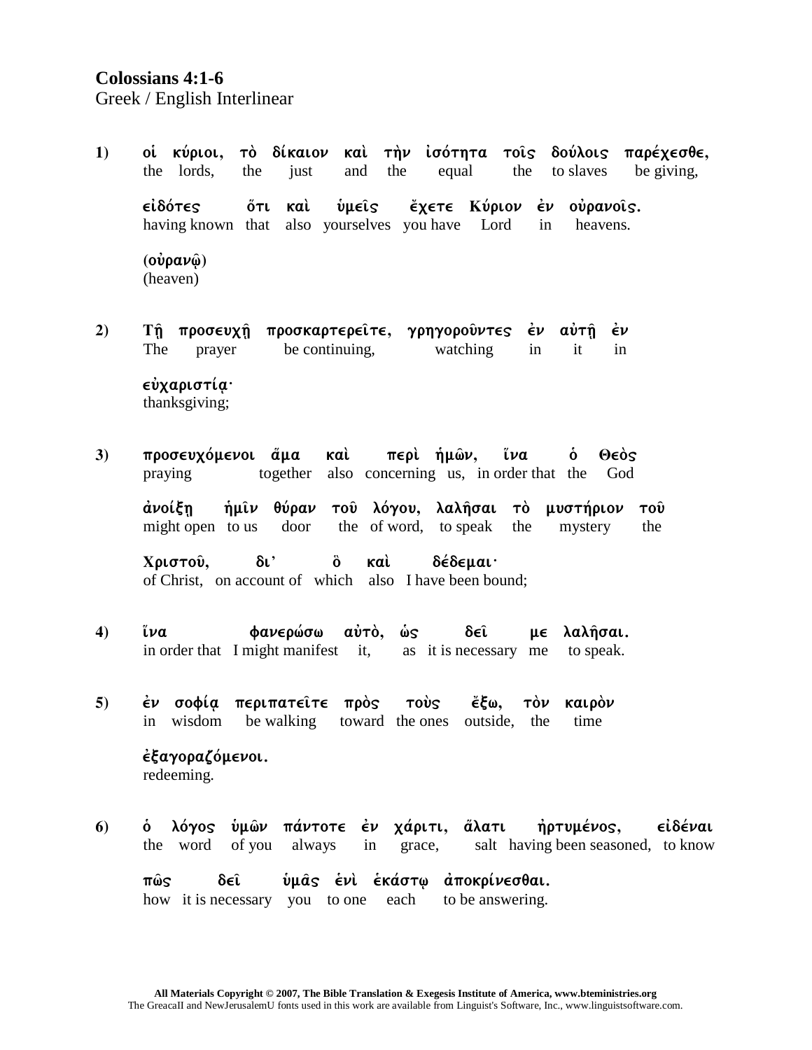**Colossians 4:1-6**
Greek / English Interlinear

**1)** οἱ κύριοι, τὸ δίκαιον καὶ τὴν ἰσότητα τοῖς δούλοις παρέχεσθε,
the lords, the just and the equal the to slaves be giving,

εἰδότες ὅτι καὶ ὑμεῖς ἔχετε Κύριον ἐν οὐρανοῖς.
having known that also yourselves you have Lord in heavens.

(οὐρανῷ)
(heaven)

**2)** Τῇ προσευχῇ προσκαρτερεῖτε, γρηγοροῦντες ἐν αὐτῇ ἐν
The prayer be continuing, watching in it in

εὐχαριστίᾳ·
thanksgiving;

**3)** προσευχόμενοι ἅμα καὶ περὶ ἡμῶν, ἵνα ὁ Θεὸς
praying together also concerning us, in order that the God

ἀνοίξῃ ἡμῖν θύραν τοῦ λόγου, λαλῆσαι τὸ μυστήριον τοῦ
might open to us door the of word, to speak the mystery the

Χριστοῦ, δι᾽ ὃ καὶ δέδεμαι·
of Christ, on account of which also I have been bound;

**4)** ἵνα φανερώσω αὐτὸ, ὡς δεῖ με λαλῆσαι.
in order that I might manifest it, as it is necessary me to speak.

**5)** ἐν σοφίᾳ περιπατεῖτε πρὸς τοὺς ἔξω, τὸν καιρὸν
in wisdom be walking toward the ones outside, the time

ἐξαγοραζόμενοι.
redeeming.

**6)** ὁ λόγος ὑμῶν πάντοτε ἐν χάριτι, ἅλατι ἠρτυμένος, εἰδέναι
the word of you always in grace, salt having been seasoned, to know

πῶς δεῖ ὑμᾶς ἑνὶ ἑκάστῳ ἀποκρίνεσθαι.
how it is necessary you to one each to be answering.

All Materials Copyright © 2007, The Bible Translation & Exegesis Institute of America, www.bteministries.org
The GreacaII and NewJerusalemU fonts used in this work are available from Linguist's Software, Inc., www.linguistsoftware.com.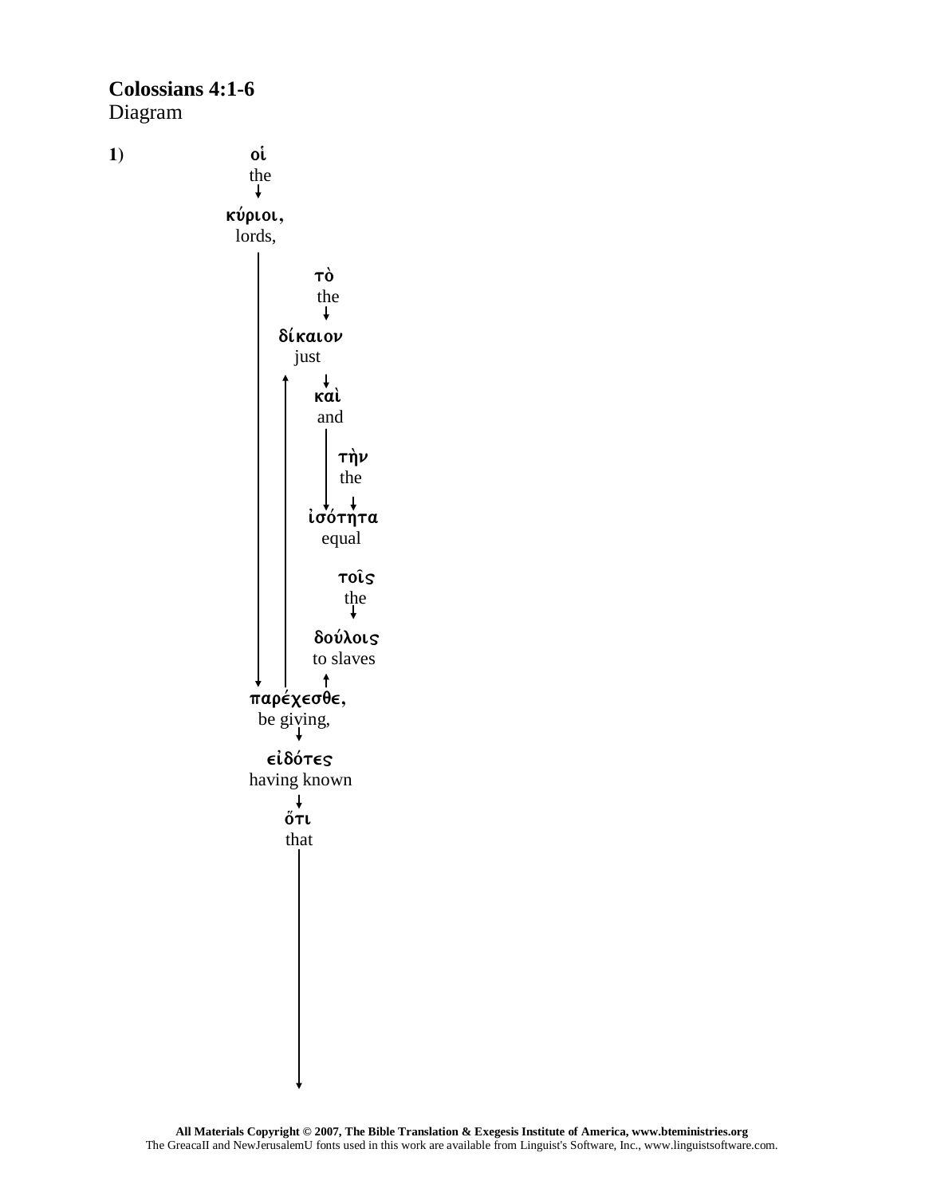**Colossians 4:1-6**
Diagram

**1)**

οἱ
the

κύριοι,
lords,

τὸ
the

δίκαιον
just

καὶ
and

τὴν
the

ἰσότητα
equal

τοῖς
the

δούλοις
to slaves

παρέχεσθε,
be giving,

εἰδότες
having known

ὅτι
that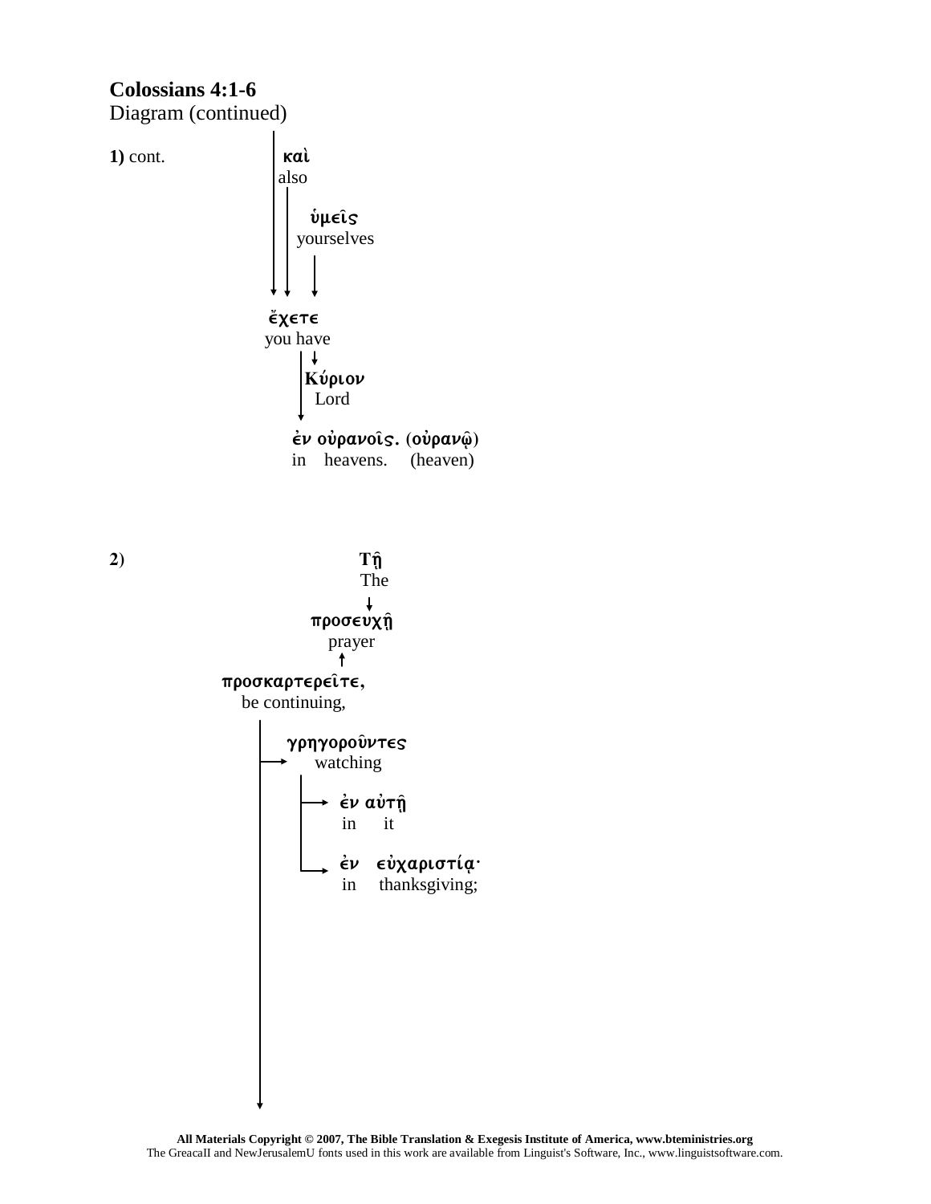**Colossians 4:1-6**
Diagram (continued)

**1)** cont.

**καὶ**
also

**ὑμεῖς**
yourselves

**ἔχετε**
you have

**Κύριον**
Lord

**ἐν οὐρανοῖς.** (**οὐρανῷ**)
in heavens. (heaven)

**2)**

**Τῇ**
The

**προσευχῇ**
prayer

**προσκαρτερεῖτε,**
be continuing,

**γρηγοροῦντες**
watching

**ἐν αὐτῇ**
in it

**ἐν εὐχαριστίᾳ·**
in thanksgiving;

**All Materials Copyright © 2007, The Bible Translation & Exegesis Institute of America, www.bteministries.org**
The GreacaII and NewJerusalemU fonts used in this work are available from Linguist's Software, Inc., www.linguistsoftware.com.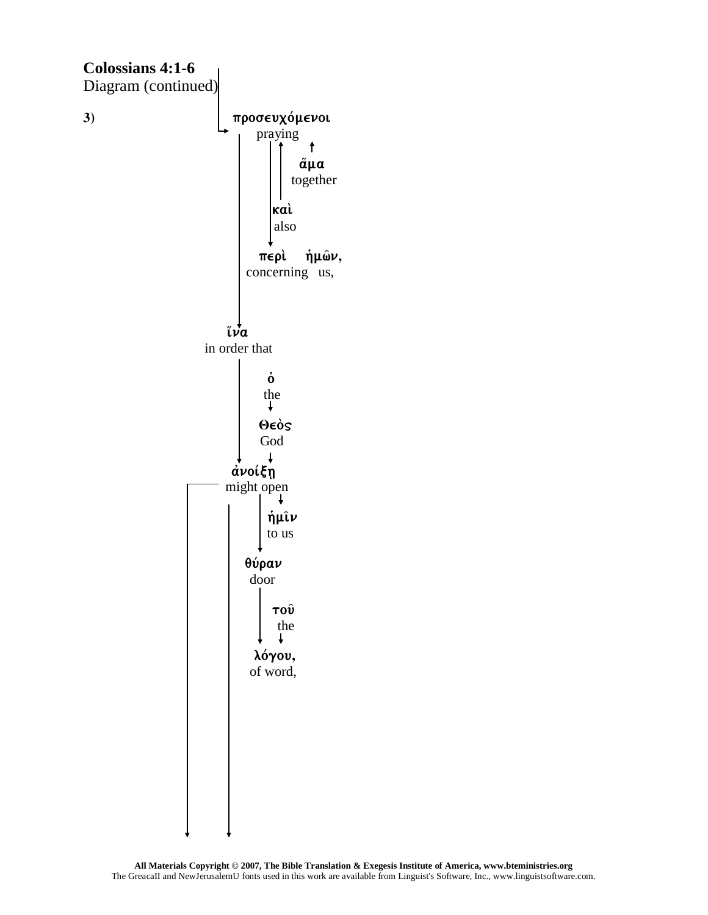**Colossians 4:1-6**
Diagram (continued)

**3)**

προσευχόμενοι
praying

ἅμα
together

καὶ
also

περὶ ἡμῶν,
concerning us,

ἵνα
in order that

ὁ
the

Θεὸς
God

ἀνοίξῃ
might open

ἡμῖν
to us

θύραν
door

τοῦ
the

λόγου,
of word,

**All Materials Copyright © 2007, The Bible Translation & Exegesis Institute of America, www.bteministries.org**
The GreacaII and NewJerusalemU fonts used in this work are available from Linguist's Software, Inc., www.linguistsoftware.com.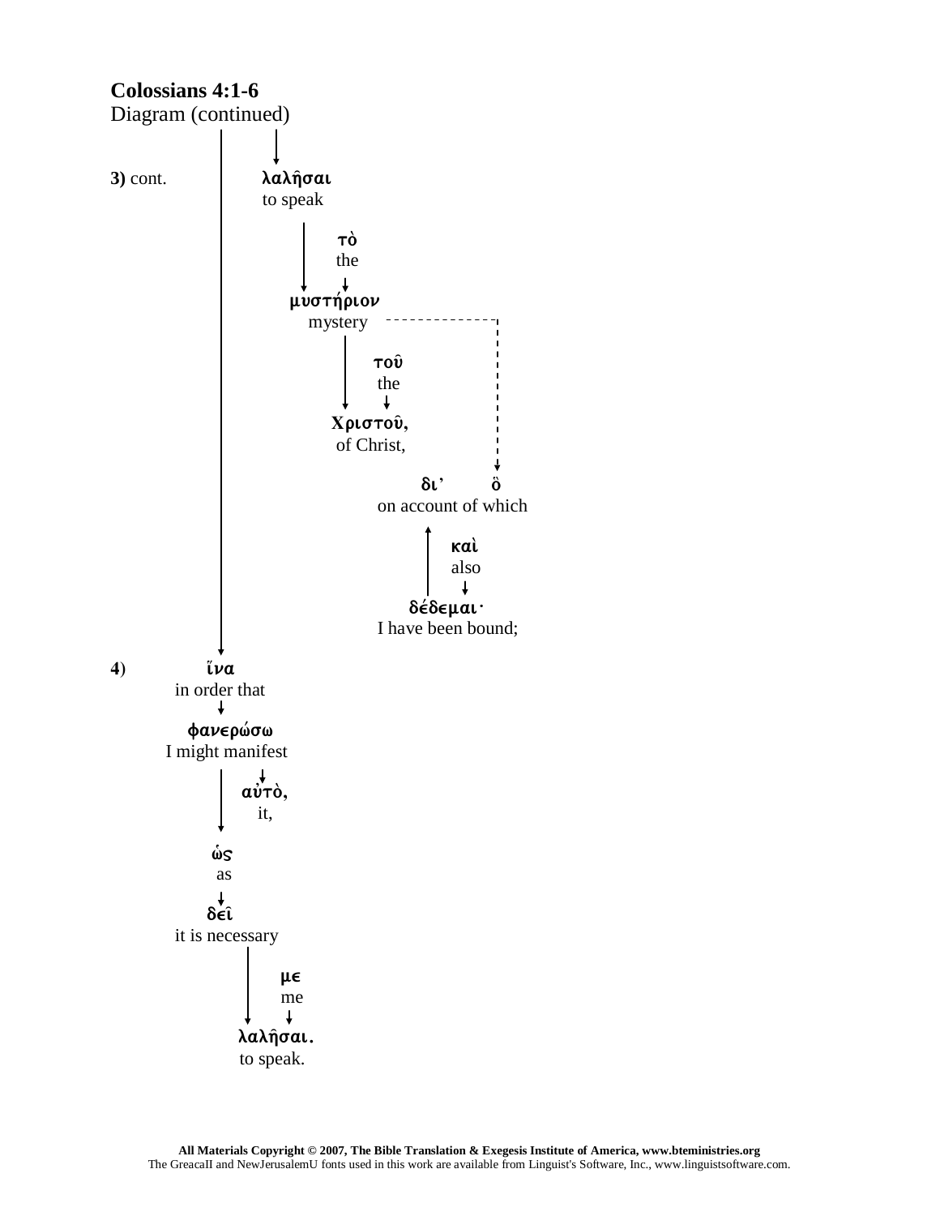**Colossians 4:1-6**
Diagram (continued)

**3)** cont.

λαλῆσαι
to speak

τὸ
the

μυστήριον
mystery

τοῦ
the

Χριστοῦ,
of Christ,

δι' ὃ
on account of which

καὶ
also

δέδεμαι·
I have been bound;

**4)** ἵνα
in order that

φανερώσω
I might manifest

αὐτὸ,
it,

ὡς
as

δεῖ
it is necessary

με
me

λαλῆσαι.
to speak.

**All Materials Copyright © 2007, The Bible Translation & Exegesis Institute of America, www.bteministries.org**
The GreacaII and NewJerusalemU fonts used in this work are available from Linguist's Software, Inc., www.linguistsoftware.com.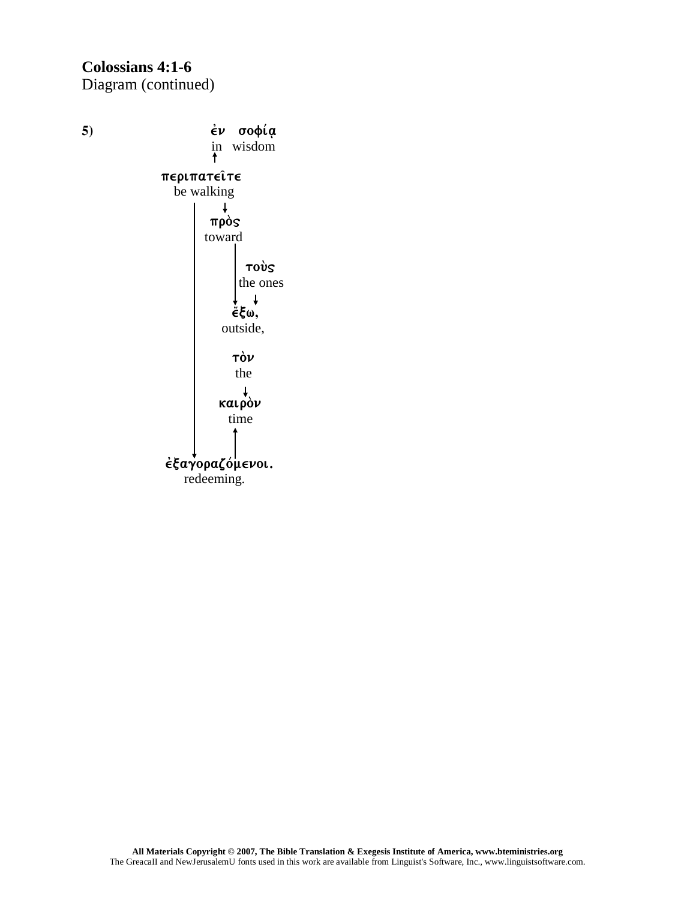**Colossians 4:1-6**
Diagram (continued)

**5**)

ἐν σοφίᾳ
in wisdom

περιπατεῖτε
be walking

πρὸς
toward

τοὺς
the ones

ἔξω,
outside,

τὸν
the

καιρὸν
time

ἐξαγοραζόμενοι.
redeeming.

**All Materials Copyright © 2007, The Bible Translation & Exegesis Institute of America, www.bteministries.org**
The GreacaII and NewJerusalemU fonts used in this work are available from Linguist's Software, Inc., www.linguistsoftware.com.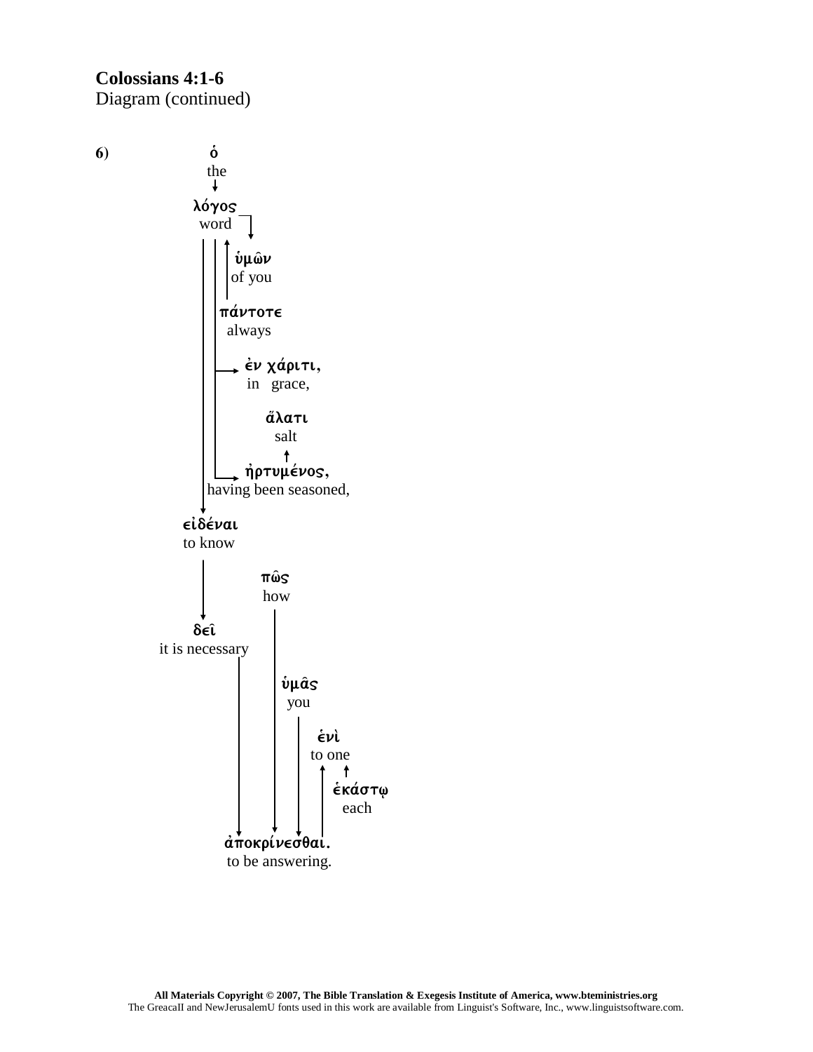**Colossians 4:1-6**
Diagram (continued)

**6)**

ὁ
the

λόγος
word

ὑμῶν
of you

πάντοτε
always

ἐν χάριτι,
in grace,

ἅλατι
salt

ἠρτυμένος,
having been seasoned,

εἰδέναι
to know

πῶς
how

δεῖ
it is necessary

ὑμᾶς
you

ἑνὶ
to one

ἑκάστῳ
each

ἀποκρίνεσθαι.
to be answering.

**All Materials Copyright © 2007, The Bible Translation & Exegesis Institute of America, www.bteministries.org**
The GreacaII and NewJerusalemU fonts used in this work are available from Linguist's Software, Inc., www.linguistsoftware.com.